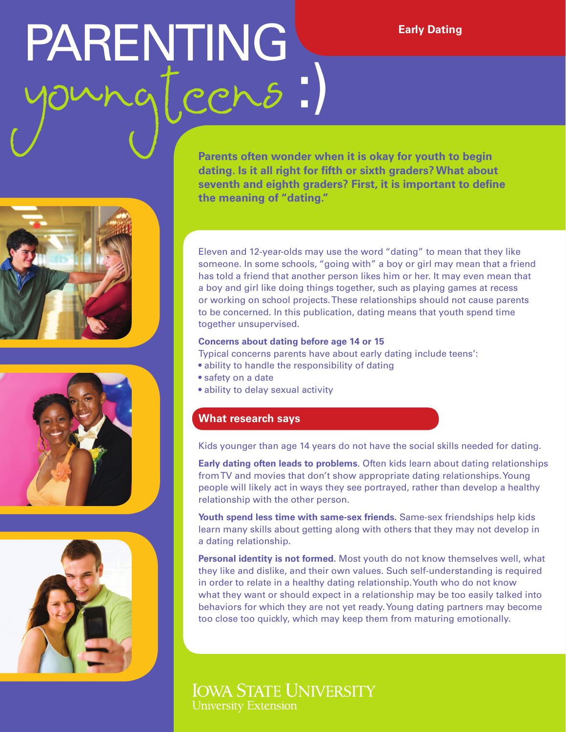# PARENTING youngteens :)

**Early Dating**

**Parents often wonder when it is okay for youth to begin dating. Is it all right for fifth or sixth graders? What about seventh and eighth graders? First, it is important to define the meaning of "dating."**

Eleven and 12-year-olds may use the word "dating" to mean that they like someone. In some schools, "going with" a boy or girl may mean that a friend has told a friend that another person likes him or her. It may even mean that a boy and girl like doing things together, such as playing games at recess or working on school projects. These relationships should not cause parents to be concerned. In this publication, dating means that youth spend time together unsupervised.

**Concerns about dating before age 14 or 15**

Typical concerns parents have about early dating include teens':

- ability to handle the responsibility of dating
- safety on a date
- ability to delay sexual activity

## What research says

Kids younger than age 14 years do not have the social skills needed for dating.

**Early dating often leads to problems**. Often kids learn about dating relationships from TV and movies that don't show appropriate dating relationships. Young people will likely act in ways they see portrayed, rather than develop a healthy relationship with the other person.

**Youth spend less time with same-sex friends.** Same-sex friendships help kids learn many skills about getting along with others that they may not develop in a dating relationship.

**Personal identity is not formed.** Most youth do not know themselves well, what they like and dislike, and their own values. Such self-understanding is required in order to relate in a healthy dating relationship. Youth who do not know what they want or should expect in a relationship may be too easily talked into behaviors for which they are not yet ready. Young dating partners may become too close too quickly, which may keep them from maturing emotionally.

IOWA STATE UNIVERSITY
University Extension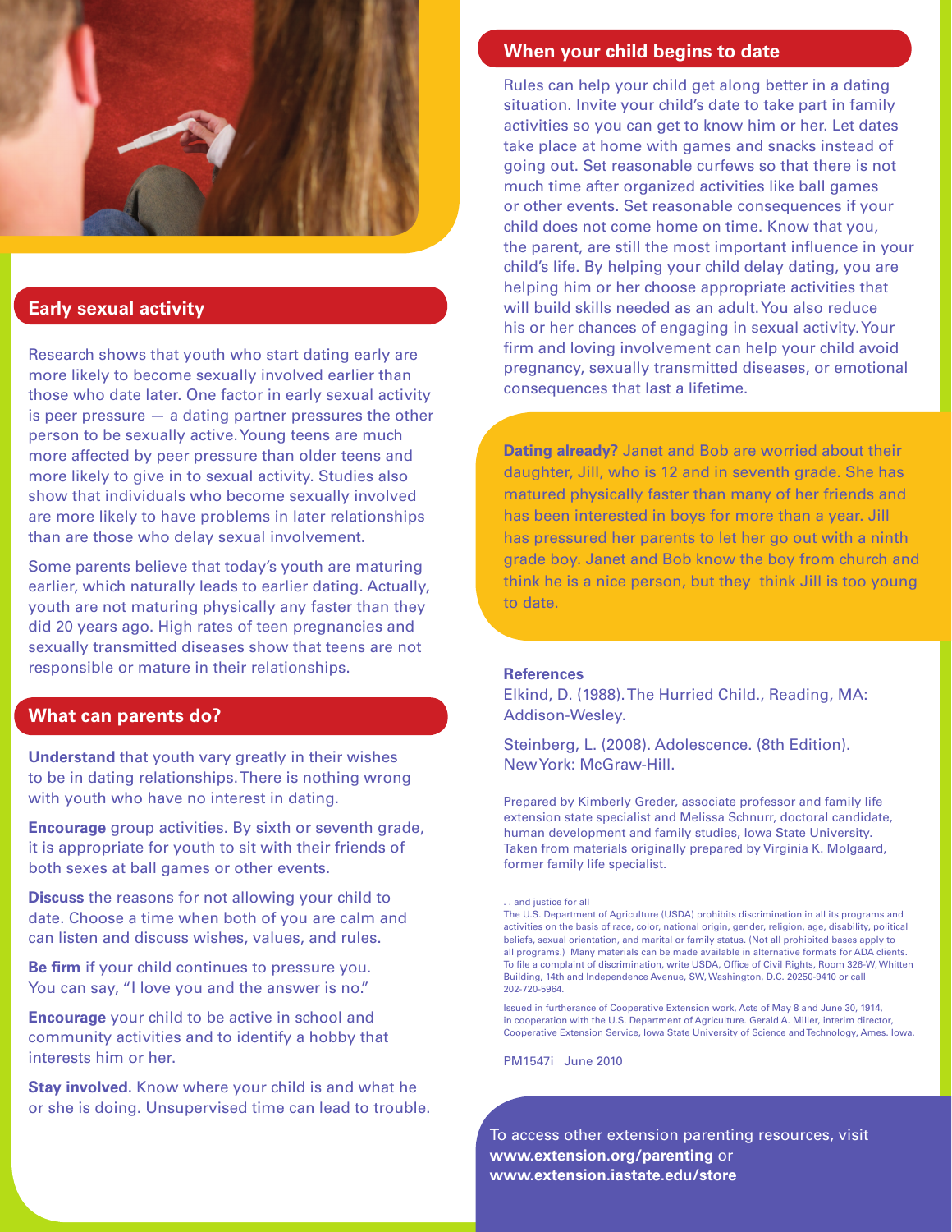## Early sexual activity

Research shows that youth who start dating early are more likely to become sexually involved earlier than those who date later. One factor in early sexual activity is peer pressure — a dating partner pressures the other person to be sexually active. Young teens are much more affected by peer pressure than older teens and more likely to give in to sexual activity. Studies also show that individuals who become sexually involved are more likely to have problems in later relationships than are those who delay sexual involvement.

Some parents believe that today's youth are maturing earlier, which naturally leads to earlier dating. Actually, youth are not maturing physically any faster than they did 20 years ago. High rates of teen pregnancies and sexually transmitted diseases show that teens are not responsible or mature in their relationships.

## What can parents do?

**Understand** that youth vary greatly in their wishes to be in dating relationships. There is nothing wrong with youth who have no interest in dating.

**Encourage** group activities. By sixth or seventh grade, it is appropriate for youth to sit with their friends of both sexes at ball games or other events.

**Discuss** the reasons for not allowing your child to date. Choose a time when both of you are calm and can listen and discuss wishes, values, and rules.

**Be firm** if your child continues to pressure you. You can say, "I love you and the answer is no."

**Encourage** your child to be active in school and community activities and to identify a hobby that interests him or her.

**Stay involved.** Know where your child is and what he or she is doing. Unsupervised time can lead to trouble.

## When your child begins to date

Rules can help your child get along better in a dating situation. Invite your child's date to take part in family activities so you can get to know him or her. Let dates take place at home with games and snacks instead of going out. Set reasonable curfews so that there is not much time after organized activities like ball games or other events. Set reasonable consequences if your child does not come home on time. Know that you, the parent, are still the most important influence in your child's life. By helping your child delay dating, you are helping him or her choose appropriate activities that will build skills needed as an adult. You also reduce his or her chances of engaging in sexual activity. Your firm and loving involvement can help your child avoid pregnancy, sexually transmitted diseases, or emotional consequences that last a lifetime.

**Dating already?** Janet and Bob are worried about their daughter, Jill, who is 12 and in seventh grade. She has matured physically faster than many of her friends and has been interested in boys for more than a year. Jill has pressured her parents to let her go out with a ninth grade boy. Janet and Bob know the boy from church and think he is a nice person, but they think Jill is too young to date.

**References**

Elkind, D. (1988). The Hurried Child., Reading, MA: Addison-Wesley.

Steinberg, L. (2008). Adolescence. (8th Edition). New York: McGraw-Hill.

Prepared by Kimberly Greder, associate professor and family life extension state specialist and Melissa Schnurr, doctoral candidate, human development and family studies, Iowa State University. Taken from materials originally prepared by Virginia K. Molgaard, former family life specialist.

. . and justice for all
The U.S. Department of Agriculture (USDA) prohibits discrimination in all its programs and activities on the basis of race, color, national origin, gender, religion, age, disability, political beliefs, sexual orientation, and marital or family status. (Not all prohibited bases apply to all programs.) Many materials can be made available in alternative formats for ADA clients. To file a complaint of discrimination, write USDA, Office of Civil Rights, Room 326-W, Whitten Building, 14th and Independence Avenue, SW, Washington, D.C. 20250-9410 or call 202-720-5964.

Issued in furtherance of Cooperative Extension work, Acts of May 8 and June 30, 1914, in cooperation with the U.S. Department of Agriculture. Gerald A. Miller, interim director, Cooperative Extension Service, Iowa State University of Science and Technology, Ames. Iowa.

PM1547i June 2010

To access other extension parenting resources, visit **www.extension.org/parenting** or **www.extension.iastate.edu/store**